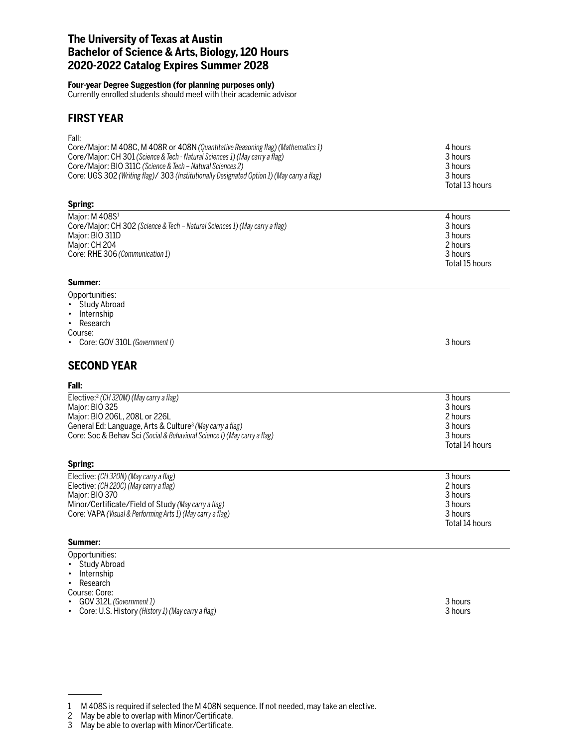# The University of Texas at Austin
# Bachelor of Science & Arts, Biology, 120 Hours
# 2020-2022 Catalog Expires Summer 2028

**Four-year Degree Suggestion (for planning purposes only)**
Currently enrolled students should meet with their academic advisor

## FIRST YEAR

Fall:

| | |
|---|---|
| Core/Major: M 408C, M 408R or 408N *(Quantitative Reasoning flag) (Mathematics 1)* | 4 hours |
| Core/Major: CH 301 *(Science & Tech - Natural Sciences 1) (May carry a flag)* | 3 hours |
| Core/Major: BIO 311C *(Science & Tech – Natural Sciences 2)* | 3 hours |
| Core: UGS 302 *(Writing flag)*/ 303 *(Institutionally Designated Option 1) (May carry a flag)* | 3 hours |
| | Total 13 hours |

**Spring:**

| | |
|---|---|
| Major: M 408S[1] | 4 hours |
| Core/Major: CH 302 *(Science & Tech – Natural Sciences 1) (May carry a flag)* | 3 hours |
| Major: BIO 311D | 3 hours |
| Major: CH 204 | 2 hours |
| Core: RHE 306 *(Communication 1)* | 3 hours |
| | Total 15 hours |

**Summer:**

Opportunities:
- Study Abroad
- Internship
- Research

Course:
- Core: GOV 310L *(Government I)* — 3 hours

## SECOND YEAR

**Fall:**

| | |
|---|---|
| Elective:[2] *(CH 320M) (May carry a flag)* | 3 hours |
| Major: BIO 325 | 3 hours |
| Major: BIO 206L, 208L or 226L | 2 hours |
| General Ed: Language, Arts & Culture[3] *(May carry a flag)* | 3 hours |
| Core: Soc & Behav Sci *(Social & Behavioral Science I) (May carry a flag)* | 3 hours |
| | Total 14 hours |

**Spring:**

| | |
|---|---|
| Elective: *(CH 320N) (May carry a flag)* | 3 hours |
| Elective: *(CH 220C) (May carry a flag)* | 2 hours |
| Major: BIO 370 | 3 hours |
| Minor/Certificate/Field of Study *(May carry a flag)* | 3 hours |
| Core: VAPA *(Visual & Performing Arts 1) (May carry a flag)* | 3 hours |
| | Total 14 hours |

**Summer:**

Opportunities:
- Study Abroad
- Internship
- Research

Course: Core:
- GOV 312L *(Government 1)* — 3 hours
- Core: U.S. History *(History 1) (May carry a flag)* — 3 hours

---

1 M 408S is required if selected the M 408N sequence. If not needed, may take an elective.
2 May be able to overlap with Minor/Certificate.
3 May be able to overlap with Minor/Certificate.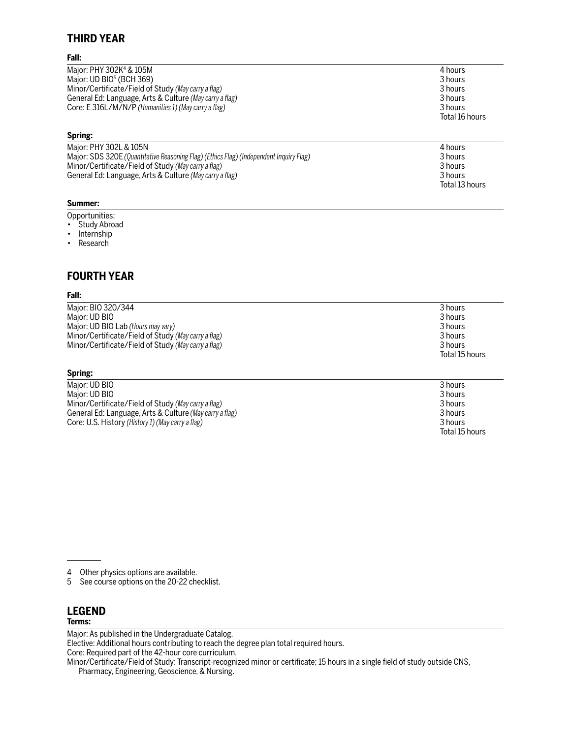## THIRD YEAR

**Fall:**

| | |
|---|---|
| Major: PHY 302K[4] & 105M | 4 hours |
| Major: UD BIO[5] (BCH 369) | 3 hours |
| Minor/Certificate/Field of Study *(May carry a flag)* | 3 hours |
| General Ed: Language, Arts & Culture *(May carry a flag)* | 3 hours |
| Core: E 316L/M/N/P *(Humanities 1) (May carry a flag)* | 3 hours |
| | Total 16 hours |

**Spring:**

| | |
|---|---|
| Major: PHY 302L & 105N | 4 hours |
| Major: SDS 320E *(Quantitative Reasoning Flag) (Ethics Flag) (Independent Inquiry Flag)* | 3 hours |
| Minor/Certificate/Field of Study *(May carry a flag)* | 3 hours |
| General Ed: Language, Arts & Culture *(May carry a flag)* | 3 hours |
| | Total 13 hours |

**Summer:**

Opportunities:
- Study Abroad
- Internship
- Research

## FOURTH YEAR

**Fall:**

| | |
|---|---|
| Major: BIO 320/344 | 3 hours |
| Major: UD BIO | 3 hours |
| Major: UD BIO Lab *(Hours may vary)* | 3 hours |
| Minor/Certificate/Field of Study *(May carry a flag)* | 3 hours |
| Minor/Certificate/Field of Study *(May carry a flag)* | 3 hours |
| | Total 15 hours |

**Spring:**

| | |
|---|---|
| Major: UD BIO | 3 hours |
| Major: UD BIO | 3 hours |
| Minor/Certificate/Field of Study *(May carry a flag)* | 3 hours |
| General Ed: Language, Arts & Culture *(May carry a flag)* | 3 hours |
| Core: U.S. History *(History 1) (May carry a flag)* | 3 hours |
| | Total 15 hours |

4 Other physics options are available.

5 See course options on the 20-22 checklist.

## LEGEND

**Terms:**

Major: As published in the Undergraduate Catalog.

Elective: Additional hours contributing to reach the degree plan total required hours.

Core: Required part of the 42-hour core curriculum.

Minor/Certificate/Field of Study: Transcript-recognized minor or certificate; 15 hours in a single field of study outside CNS, Pharmacy, Engineering, Geoscience, & Nursing.